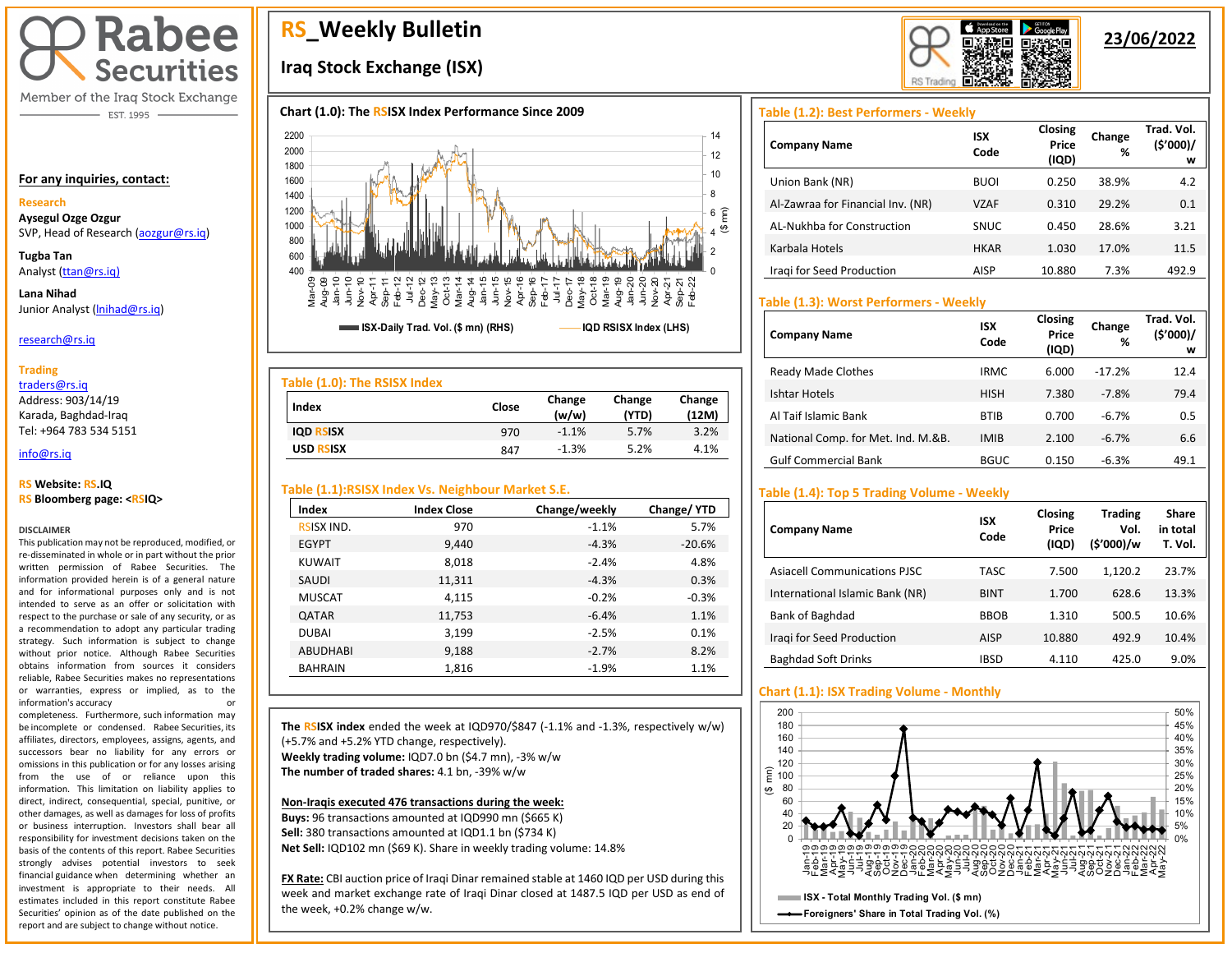# Rabee Securities

Member of the Iraq Stock Exchange

EST. 1995

# RS_Weekly Bulletin

## Iraq Stock Exchange (ISX)

**23/06/2022**

**For any inquiries, contact:**

**Research**

**Aysegul Ozge Ozgur**
SVP, Head of Research (aozgur@rs.iq)

**Tugba Tan**
Analyst (ttan@rs.iq)

**Lana Nihad**
Junior Analyst (lnihad@rs.iq)

research@rs.iq

**Trading**
traders@rs.iq
Address: 903/14/19
Karada, Baghdad-Iraq
Tel: +964 783 534 5151

info@rs.iq

**RS Website: RS.IQ**
**RS Bloomberg page: <RSIQ>**

DISCLAIMER
This publication may not be reproduced, modified, or re-disseminated in whole or in part without the prior written permission of Rabee Securities. The information provided herein is of a general nature and for informational purposes only and is not intended to serve as an offer or solicitation with respect to the purchase or sale of any security, or as a recommendation to adopt any particular trading strategy. Such information is subject to change without prior notice. Although Rabee Securities obtains information from sources it considers reliable, Rabee Securities makes no representations or warranties, express or implied, as to the information's accuracy or completeness. Furthermore, such information may be incomplete or condensed. Rabee Securities, its affiliates, directors, employees, assigns, agents, and successors bear no liability for any errors or omissions in this publication or for any losses arising from the use of or reliance upon this information. This limitation on liability applies to direct, indirect, consequential, special, punitive, or other damages, as well as damages for loss of profits or business interruption. Investors shall bear all responsibility for investment decisions taken on the basis of the contents of this report. Rabee Securities strongly advises potential investors to seek financial guidance when determining whether an investment is appropriate to their needs. All estimates included in this report constitute Rabee Securities' opinion as of the date published on the report and are subject to change without notice.

**Chart (1.0): The RSISX Index Performance Since 2009**

ISX-Daily Trad. Vol. ($ mn) (RHS) — IQD RSISX Index (LHS)

**Table (1.0): The RSISX Index**

| Index | Close | Change (w/w) | Change (YTD) | Change (12M) |
|---|---|---|---|---|
| IQD RSISX | 970 | -1.1% | 5.7% | 3.2% |
| USD RSISX | 847 | -1.3% | 5.2% | 4.1% |

**Table (1.1):RSISX Index Vs. Neighbour Market S.E.**

| Index | Index Close | Change/weekly | Change/ YTD |
|---|---|---|---|
| RSISX IND. | 970 | -1.1% | 5.7% |
| EGYPT | 9,440 | -4.3% | -20.6% |
| KUWAIT | 8,018 | -2.4% | 4.8% |
| SAUDI | 11,311 | -4.3% | 0.3% |
| MUSCAT | 4,115 | -0.2% | -0.3% |
| QATAR | 11,753 | -6.4% | 1.1% |
| DUBAI | 3,199 | -2.5% | 0.1% |
| ABUDHABI | 9,188 | -2.7% | 8.2% |
| BAHRAIN | 1,816 | -1.9% | 1.1% |

**The RSISX index** ended the week at IQD970/$847 (-1.1% and -1.3%, respectively w/w) (+5.7% and +5.2% YTD change, respectively).
**Weekly trading volume:** IQD7.0 bn ($4.7 mn), -3% w/w
**The number of traded shares:** 4.1 bn, -39% w/w

**Non-Iraqis executed 476 transactions during the week:**
**Buys:** 96 transactions amounted at IQD990 mn ($665 K)
**Sell:** 380 transactions amounted at IQD1.1 bn ($734 K)
**Net Sell:** IQD102 mn ($69 K). Share in weekly trading volume: 14.8%

**FX Rate:** CBI auction price of Iraqi Dinar remained stable at 1460 IQD per USD during this week and market exchange rate of Iraqi Dinar closed at 1487.5 IQD per USD as end of the week, +0.2% change w/w.

**Table (1.2): Best Performers - Weekly**

| Company Name | ISX Code | Closing Price (IQD) | Change % | Trad. Vol. ($'000)/w |
|---|---|---|---|---|
| Union Bank (NR) | BUOI | 0.250 | 38.9% | 4.2 |
| Al-Zawraa for Financial Inv. (NR) | VZAF | 0.310 | 29.2% | 0.1 |
| AL-Nukhba for Construction | SNUC | 0.450 | 28.6% | 3.21 |
| Karbala Hotels | HKAR | 1.030 | 17.0% | 11.5 |
| Iraqi for Seed Production | AISP | 10.880 | 7.3% | 492.9 |

**Table (1.3): Worst Performers - Weekly**

| Company Name | ISX Code | Closing Price (IQD) | Change % | Trad. Vol. ($'000)/w |
|---|---|---|---|---|
| Ready Made Clothes | IRMC | 6.000 | -17.2% | 12.4 |
| Ishtar Hotels | HISH | 7.380 | -7.8% | 79.4 |
| Al Taif Islamic Bank | BTIB | 0.700 | -6.7% | 0.5 |
| National Comp. for Met. Ind. M.&B. | IMIB | 2.100 | -6.7% | 6.6 |
| Gulf Commercial Bank | BGUC | 0.150 | -6.3% | 49.1 |

**Table (1.4): Top 5 Trading Volume - Weekly**

| Company Name | ISX Code | Closing Price (IQD) | Trading Vol. ($'000)/w | Share in total T. Vol. |
|---|---|---|---|---|
| Asiacell Communications PJSC | TASC | 7.500 | 1,120.2 | 23.7% |
| International Islamic Bank (NR) | BINT | 1.700 | 628.6 | 13.3% |
| Bank of Baghdad | BBOB | 1.310 | 500.5 | 10.6% |
| Iraqi for Seed Production | AISP | 10.880 | 492.9 | 10.4% |
| Baghdad Soft Drinks | IBSD | 4.110 | 425.0 | 9.0% |

**Chart (1.1): ISX Trading Volume - Monthly**

ISX - Total Monthly Trading Vol. ($ mn) — Foreigners' Share in Total Trading Vol. (%)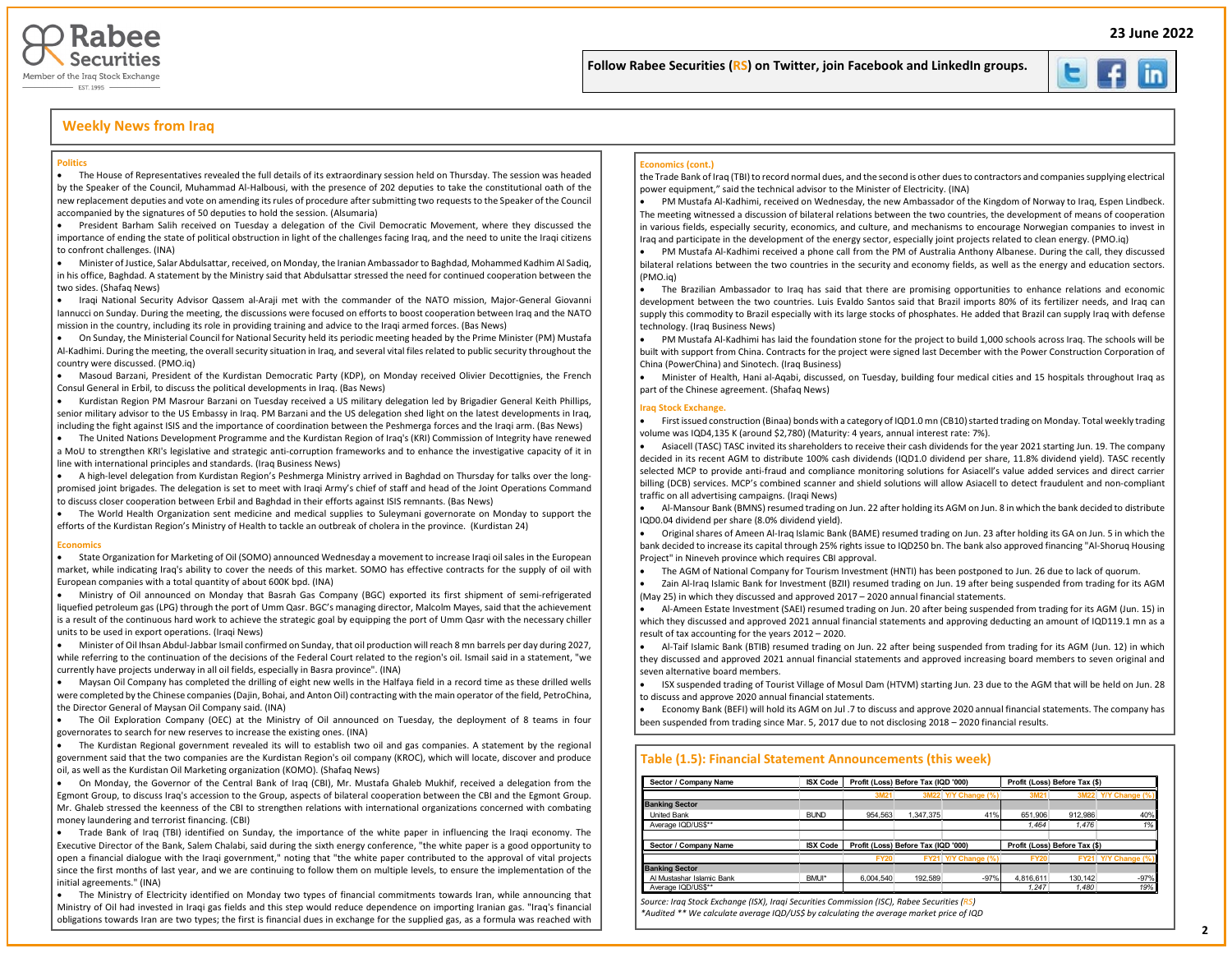## Weekly News from Iraq

### Politics

- The House of Representatives revealed the full details of its extraordinary session held on Thursday. The session was headed by the Speaker of the Council, Muhammad Al-Halbousi, with the presence of 202 deputies to take the constitutional oath of the new replacement deputies and vote on amending its rules of procedure after submitting two requests to the Speaker of the Council accompanied by the signatures of 50 deputies to hold the session. (Alsumaria)
- President Barham Salih received on Tuesday a delegation of the Civil Democratic Movement, where they discussed the importance of ending the state of political obstruction in light of the challenges facing Iraq, and the need to unite the Iraqi citizens to confront challenges. (INA)
- Minister of Justice, Salar Abdulsattar, received, on Monday, the Iranian Ambassador to Baghdad, Mohammed Kadhim Al Sadiq, in his office, Baghdad. A statement by the Ministry said that Abdulsattar stressed the need for continued cooperation between the two sides. (Shafaq News)
- Iraqi National Security Advisor Qassem al-Araji met with the commander of the NATO mission, Major-General Giovanni Iannucci on Sunday. During the meeting, the discussions were focused on efforts to boost cooperation between Iraq and the NATO mission in the country, including its role in providing training and advice to the Iraqi armed forces. (Bas News)
- On Sunday, the Ministerial Council for National Security held its periodic meeting headed by the Prime Minister (PM) Mustafa Al-Kadhimi. During the meeting, the overall security situation in Iraq, and several vital files related to public security throughout the country were discussed. (PMO.iq)
- Masoud Barzani, President of the Kurdistan Democratic Party (KDP), on Monday received Olivier Decottignies, the French Consul General in Erbil, to discuss the political developments in Iraq. (Bas News)
- Kurdistan Region PM Masrour Barzani on Tuesday received a US military delegation led by Brigadier General Keith Phillips, senior military advisor to the US Embassy in Iraq. PM Barzani and the US delegation shed light on the latest developments in Iraq, including the fight against ISIS and the importance of coordination between the Peshmerga forces and the Iraqi arm. (Bas News)
- The United Nations Development Programme and the Kurdistan Region of Iraq's (KRI) Commission of Integrity have renewed a MoU to strengthen KRI's legislative and strategic anti-corruption frameworks and to enhance the investigative capacity of it in line with international principles and standards. (Iraq Business News)
- A high-level delegation from Kurdistan Region's Peshmerga Ministry arrived in Baghdad on Thursday for talks over the long-promised joint brigades. The delegation is set to meet with Iraqi Army's chief of staff and head of the Joint Operations Command to discuss closer cooperation between Erbil and Baghdad in their efforts against ISIS remnants. (Bas News)
- The World Health Organization sent medicine and medical supplies to Suleymani governorate on Monday to support the efforts of the Kurdistan Region's Ministry of Health to tackle an outbreak of cholera in the province. (Kurdistan 24)

### Economics

- State Organization for Marketing of Oil (SOMO) announced Wednesday a movement to increase Iraqi oil sales in the European market, while indicating Iraq's ability to cover the needs of this market. SOMO has effective contracts for the supply of oil with European companies with a total quantity of about 600K bpd. (INA)
- Ministry of Oil announced on Monday that Basrah Gas Company (BGC) exported its first shipment of semi-refrigerated liquefied petroleum gas (LPG) through the port of Umm Qasr. BGC's managing director, Malcolm Mayes, said that the achievement is a result of the continuous hard work to achieve the strategic goal by equipping the port of Umm Qasr with the necessary chiller units to be used in export operations. (Iraqi News)
- Minister of Oil Ihsan Abdul-Jabbar Ismail confirmed on Sunday, that oil production will reach 8 mn barrels per day during 2027, while referring to the continuation of the decisions of the Federal Court related to the region's oil. Ismail said in a statement, "we currently have projects underway in all oil fields, especially in Basra province". (INA)
- Maysan Oil Company has completed the drilling of eight new wells in the Halfaya field in a record time as these drilled wells were completed by the Chinese companies (Dajin, Bohai, and Anton Oil) contracting with the main operator of the field, PetroChina, the Director General of Maysan Oil Company said. (INA)
- The Oil Exploration Company (OEC) at the Ministry of Oil announced on Tuesday, the deployment of 8 teams in four governorates to search for new reserves to increase the existing ones. (INA)
- The Kurdistan Regional government revealed that it will to establish two oil and gas companies. A statement by the regional government said that the two companies are the Kurdistan Region's oil company (KROC), which will locate, discover and produce oil, as well as the Kurdistan Oil Marketing organization (KOMO). (Shafaq News)
- On Monday, the Governor of the Central Bank of Iraq (CBI), Mr. Mustafa Ghaleb Mukhif, received a delegation from the Egmont Group, to discuss Iraq's accession to the Group, aspects of bilateral cooperation between the CBI and the Egmont Group. Mr. Ghaleb stressed the keenness of the CBI to strengthen relations with international organizations concerned with combating money laundering and terrorist financing. (CBI)
- Trade Bank of Iraq (TBI) identified on Sunday, the importance of the white paper in influencing the Iraqi economy. The Executive Director of the Bank, Salem Chalabi, said during the sixth energy conference, "the white paper is a good opportunity to open a financial dialogue with the Iraqi government," noting that "the white paper contributed to the approval of vital projects since the first months of last year, and we are continuing to follow them on multiple levels, to ensure the implementation of the initial agreements." (INA)
- The Ministry of Electricity identified on Monday two types of financial commitments towards Iran, while announcing that Ministry of Oil had invested in Iraqi gas fields and this step would reduce dependence on importing Iranian gas. "Iraq's financial obligations towards Iran are two types; the first is financial dues in exchange for the supplied gas, as a formula was reached with the Trade Bank of Iraq (TBI) to record normal dues, and the second is other dues to contractors and companies supplying electrical power equipment," said the technical advisor to the Minister of Electricity. (INA)
- PM Mustafa Al-Kadhimi, received on Wednesday, the new Ambassador of the Kingdom of Norway to Iraq, Espen Lindbeck. The meeting witnessed a discussion of bilateral relations between the two countries, the development of means of cooperation in various fields, especially security, economics, and culture, and mechanisms to encourage Norwegian companies to invest in Iraq and participate in the development of the energy sector, especially joint projects related to clean energy. (PMO.iq)
- PM Mustafa Al-Kadhimi received a phone call from the PM of Australia Anthony Albanese. During the call, they discussed bilateral relations between the two countries in the security and economy fields, as well as the energy and education sectors. (PMO.iq)
- The Brazilian Ambassador to Iraq has said that there are promising opportunities to enhance relations and economic development between the two countries. Luis Evaldo Santos said that Brazil imports 80% of its fertilizer needs, and Iraq can supply this commodity to Brazil especially with its large stocks of phosphates. He added that Brazil can supply Iraq with defense technology. (Iraq Business News)
- PM Mustafa Al-Kadhimi has laid the foundation stone for the project to build 1,000 schools across Iraq. The schools will be built with support from China. Contracts for the project were signed last December with the Power Construction Corporation of China (PowerChina) and Sinotech. (Iraq Business)
- Minister of Health, Hani al-Aqabi, discussed, on Tuesday, building four medical cities and 15 hospitals throughout Iraq as part of the Chinese agreement. (Shafaq News)

### Iraq Stock Exchange.

- First issued construction (Binaa) bonds with a category of IQD1.0 mn (CB10) started trading on Monday. Total weekly trading volume was IQD4,135 K (around $2,780) (Maturity: 4 years, annual interest rate: 7%).
- Asiacell (TASC) TASC invited its shareholders to receive their cash dividends for the year 2021 starting Jun. 19. The company decided in its recent AGM to distribute 100% cash dividends (IQD1.0 dividend per share, 11.8% dividend yield). TASC recently selected MCP to provide anti-fraud and compliance monitoring solutions for Asiacell's value added services and direct carrier billing (DCB) services. MCP's combined scanner and shield solutions will allow Asiacell to detect fraudulent and non-compliant traffic on all advertising campaigns. (Iraqi News)
- Al-Mansour Bank (BMNS) resumed trading on Jun. 22 after holding its AGM on Jun. 8 in which the bank decided to distribute IQD0.04 dividend per share (8.0% dividend yield).
- Original shares of Ameen Al-Iraq Islamic Bank (BAME) resumed trading on Jun. 23 after holding its GA on Jun. 5 in which the bank decided to increase its capital through 25% rights issue to IQD250 bn. The bank also approved financing "Al-Shoruq Housing Project" in Nineveh province which requires CBI approval.
- The AGM of National Company for Tourism Investment (HNTI) has been postponed to Jun. 26 due to lack of quorum.
- Zain Al-Iraq Islamic Bank for Investment (BZII) resumed trading on Jun. 19 after being suspended from trading for its AGM (May 25) in which they discussed and approved 2017 – 2020 annual financial statements.
- Al-Ameen Estate Investment (SAEI) resumed trading on Jun. 20 after being suspended from trading for its AGM (Jun. 15) in which they discussed and approved 2021 annual financial statements and approving deducting an amount of IQD119.1 mn as a result of tax accounting for the years 2012 – 2020.
- Al-Taif Islamic Bank (BTIB) resumed trading on Jun. 22 after being suspended from trading for its AGM (Jun. 12) in which they discussed and approved 2021 annual financial statements and approved increasing board members to seven original and seven alternative board members.
- ISX suspended trading of Tourist Village of Mosul Dam (HTVM) starting Jun. 23 due to the AGM that will be held on Jun. 28 to discuss and approve 2020 annual financial statements.
- Economy Bank (BEFI) will hold its AGM on Jul .7 to discuss and approve 2020 annual financial statements. The company has been suspended from trading since Mar. 5, 2017 due to not disclosing 2018 – 2020 financial results.

## Table (1.5): Financial Statement Announcements (this week)

| Sector / Company Name | ISX Code | Profit (Loss) Before Tax (IQD '000) | | | Profit (Loss) Before Tax ($) | | |
|---|---|---|---|---|---|---|---|
| | | 3M21 | 3M22 | Y/Y Change (%) | 3M21 | 3M22 | Y/Y Change (%) |
| **Banking Sector** | | | | | | | |
| United Bank | BUND | 954,563 | 1,347,375 | 41% | 651,906 | 912,986 | 40% |
| Average IQD/US$** | | | | | *1,464* | *1,476* | *1%* |

| Sector / Company Name | ISX Code | Profit (Loss) Before Tax (IQD '000) | | | Profit (Loss) Before Tax ($) | | |
|---|---|---|---|---|---|---|---|
| | | FY20 | FY21 | Y/Y Change (%) | FY20 | FY21 | Y/Y Change (%) |
| **Banking Sector** | | | | | | | |
| Al Mustashar Islamic Bank | BMUI* | 6,004,540 | 192,589 | -97% | 4,816,611 | 130,142 | -97% |
| Average IQD/US$** | | | | | *1,247* | *1,480* | *19%* |

*Source: Iraq Stock Exchange (ISX), Iraqi Securities Commission (ISC), Rabee Securities (RS)*

*\*Audited \*\* We calculate average IQD/US$ by calculating the average market price of IQD*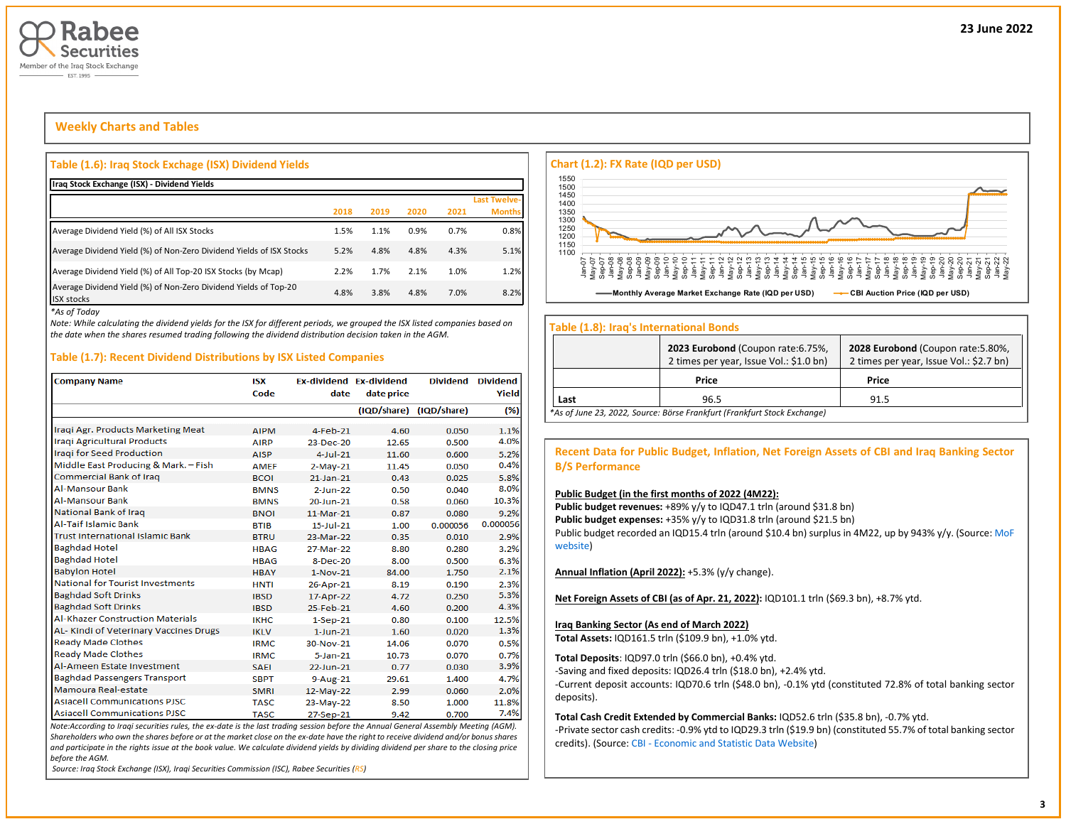23 June 2022

## Weekly Charts and Tables

### Table (1.6): Iraq Stock Exchange (ISX) Dividend Yields

**Iraq Stock Exchange (ISX) - Dividend Yields**

| | 2018 | 2019 | 2020 | 2021 | Last Twelve-Months |
|---|---|---|---|---|---|
| Average Dividend Yield (%) of All ISX Stocks | 1.5% | 1.1% | 0.9% | 0.7% | 0.8% |
| Average Dividend Yield (%) of Non-Zero Dividend Yields of ISX Stocks | 5.2% | 4.8% | 4.8% | 4.3% | 5.1% |
| Average Dividend Yield (%) of All Top-20 ISX Stocks (by Mcap) | 2.2% | 1.7% | 2.1% | 1.0% | 1.2% |
| Average Dividend Yield (%) of Non-Zero Dividend Yields of Top-20 ISX stocks | 4.8% | 3.8% | 4.8% | 7.0% | 8.2% |

*\*As of Today*

*Note: While calculating the dividend yields for the ISX for different periods, we grouped the ISX listed companies based on the date when the shares resumed trading following the dividend distribution decision taken in the AGM.*

### Table (1.7): Recent Dividend Distributions by ISX Listed Companies

| Company Name | ISX Code | Ex-dividend date | Ex-dividend date price (IQD/share) | Dividend (IQD/share) | Dividend Yield (%) |
|---|---|---|---|---|---|
| Iraqi Agr. Products Marketing Meat | AIPM | 4-Feb-21 | 4.60 | 0.050 | 1.1% |
| Iraqi Agricultural Products | AIRP | 23-Dec-20 | 12.65 | 0.500 | 4.0% |
| Iraqi for Seed Production | AISP | 4-Jul-21 | 11.60 | 0.600 | 5.2% |
| Middle East Producing & Mark. – Fish | AMEF | 2-May-21 | 11.45 | 0.050 | 0.4% |
| Commercial Bank of Iraq | BCOI | 21-Jan-21 | 0.43 | 0.025 | 5.8% |
| Al-Mansour Bank | BMNS | 2-Jun-22 | 0.50 | 0.040 | 8.0% |
| Al-Mansour Bank | BMNS | 20-Jun-21 | 0.58 | 0.060 | 10.3% |
| National Bank of Iraq | BNOI | 11-Mar-21 | 0.87 | 0.080 | 9.2% |
| Al-Taif Islamic Bank | BTIB | 15-Jul-21 | 1.00 | 0.000056 | 0.000056 |
| Trust International Islamic Bank | BTRU | 23-Mar-22 | 0.35 | 0.010 | 2.9% |
| Baghdad Hotel | HBAG | 27-Mar-22 | 8.80 | 0.280 | 3.2% |
| Baghdad Hotel | HBAG | 8-Dec-20 | 8.00 | 0.500 | 6.3% |
| Babylon Hotel | HBAY | 1-Nov-21 | 84.00 | 1.750 | 2.1% |
| National for Tourist Investments | HNTI | 26-Apr-21 | 8.19 | 0.190 | 2.3% |
| Baghdad Soft Drinks | IBSD | 17-Apr-22 | 4.72 | 0.250 | 5.3% |
| Baghdad Soft Drinks | IBSD | 25-Feb-21 | 4.60 | 0.200 | 4.3% |
| Al-Khazer Construction Materials | IKHC | 1-Sep-21 | 0.80 | 0.100 | 12.5% |
| AL- Kindi of Veterinary Vaccines Drugs | IKLV | 1-Jun-21 | 1.60 | 0.020 | 1.3% |
| Ready Made Clothes | IRMC | 30-Nov-21 | 14.06 | 0.070 | 0.5% |
| Ready Made Clothes | IRMC | 5-Jan-21 | 10.73 | 0.070 | 0.7% |
| Al-Ameen Estate Investment | SAEI | 22-Jun-21 | 0.77 | 0.030 | 3.9% |
| Baghdad Passengers Transport | SBPT | 9-Aug-21 | 29.61 | 1.400 | 4.7% |
| Mamoura Real-estate | SMRI | 12-May-22 | 2.99 | 0.060 | 2.0% |
| Asiacell Communications PJSC | TASC | 23-May-22 | 8.50 | 1.000 | 11.8% |
| Asiacell Communications PJSC | TASC | 27-Sep-21 | 9.42 | 0.700 | 7.4% |

*Note:According to Iraqi securities rules, the ex-date is the last trading session before the Annual General Assembly Meeting (AGM). Shareholders who own the shares before or at the market close on the ex-date have the right to receive dividend and/or bonus shares and participate in the rights issue at the book value. We calculate dividend yields by dividing dividend per share to the closing price before the AGM.*

*Source: Iraq Stock Exchange (ISX), Iraqi Securities Commission (ISC), Rabee Securities (RS)*

### Chart (1.2): FX Rate (IQD per USD)

Monthly Average Market Exchange Rate (IQD per USD) — CBI Auction Price (IQD per USD)

### Table (1.8): Iraq's International Bonds

| | **2023 Eurobond** (Coupon rate:6.75%, 2 times per year, Issue Vol.: $1.0 bn) | **2028 Eurobond** (Coupon rate:5.80%, 2 times per year, Issue Vol.: $2.7 bn) |
|---|---|---|
| | **Price** | **Price** |
| Last | 96.5 | 91.5 |

*\*As of June 23, 2022, Source: Börse Frankfurt (Frankfurt Stock Exchange)*

### Recent Data for Public Budget, Inflation, Net Foreign Assets of CBI and Iraq Banking Sector B/S Performance

**Public Budget (in the first months of 2022 (4M22):**

**Public budget revenues:** +89% y/y to IQD47.1 trln (around $31.8 bn)

**Public budget expenses:** +35% y/y to IQD31.8 trln (around $21.5 bn)

Public budget recorded an IQD15.4 trln (around $10.4 bn) surplus in 4M22, up by 943% y/y. (Source: MoF website)

**Annual Inflation (April 2022):** +5.3% (y/y change).

**Net Foreign Assets of CBI (as of Apr. 21, 2022):** IQD101.1 trln ($69.3 bn), +8.7% ytd.

**Iraq Banking Sector (As end of March 2022)**

**Total Assets:** IQD161.5 trln ($109.9 bn), +1.0% ytd.

**Total Deposits**: IQD97.0 trln ($66.0 bn), +0.4% ytd.

-Saving and fixed deposits: IQD26.4 trln ($18.0 bn), +2.4% ytd.

-Current deposit accounts: IQD70.6 trln ($48.0 bn), -0.1% ytd (constituted 72.8% of total banking sector deposits).

**Total Cash Credit Extended by Commercial Banks:** IQD52.6 trln ($35.8 bn), -0.7% ytd.

-Private sector cash credits: -0.9% ytd to IQD29.3 trln ($19.9 bn) (constituted 55.7% of total banking sector credits). (Source: CBI - Economic and Statistic Data Website)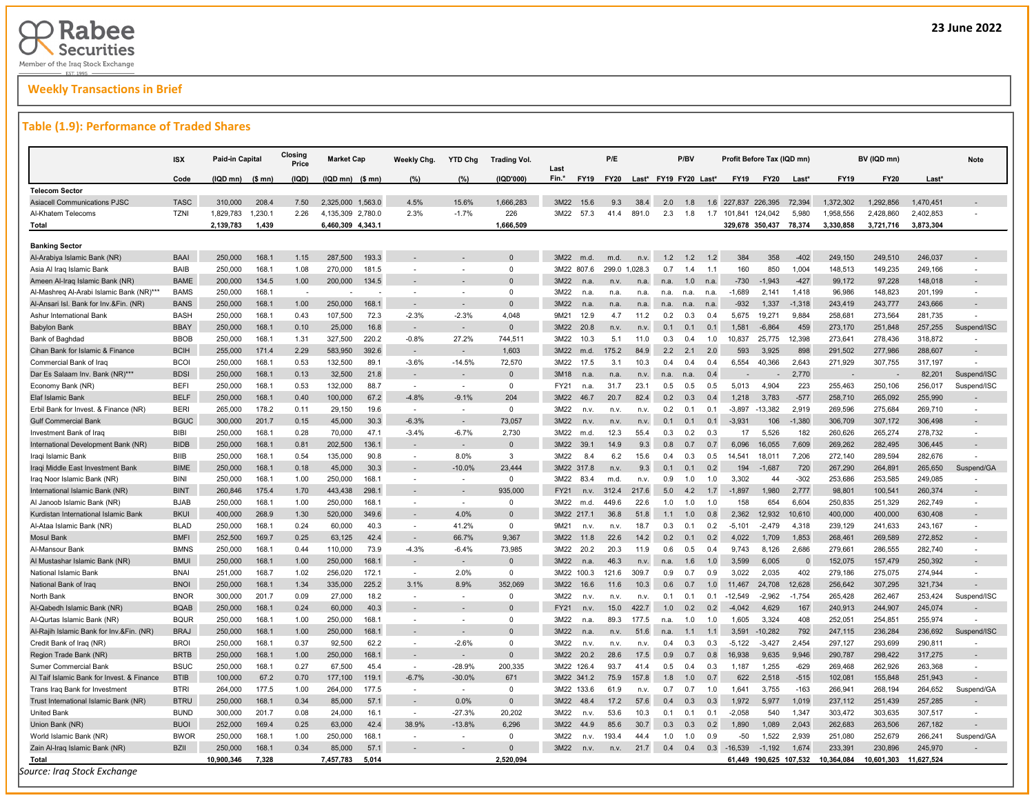## Weekly Transactions in Brief

### Table (1.9): Performance of Traded Shares

| | ISX | Paid-in Capital | | Closing Price | Market Cap | | Weekly Chg. | YTD Chg | Trading Vol. | Last Fin.* | P/E | | | P/BV | | | Profit Before Tax (IQD mn) | | | BV (IQD mn) | | | Note |
|---|---|---|---|---|---|---|---|---|---|---|---|---|---|---|---|---|---|---|---|---|---|---|---|
| | Code | (IQD mn) | ($ mn) | (IQD) | (IQD mn) | ($ mn) | (%) | (%) | (IQD'000) | | FY19 | FY20 | Last* | FY19 | FY20 | Last* | FY19 | FY20 | Last* | FY19 | FY20 | Last* | |
| **Telecom Sector** | | | | | | | | | | | | | | | | | | | | | | | |
| Asiacell Communications PJSC | TASC | 310,000 | 208.4 | 7.50 | 2,325,000 | 1,563.0 | 4.5% | 15.6% | 1,666,283 | 3M22 | 15.6 | 9.3 | 38.4 | 2.0 | 1.8 | 1.6 | 227,837 | 226,395 | 72,394 | 1,372,302 | 1,292,856 | 1,470,451 | - |
| Al-Khatem Telecoms | TZNI | 1,829,783 | 1,230.1 | 2.26 | 4,135,309 | 2,780.0 | 2.3% | -1.7% | 226 | 3M22 | 57.3 | 41.4 | 891.0 | 2.3 | 1.8 | 1.7 | 101,841 | 124,042 | 5,980 | 1,958,556 | 2,428,860 | 2,402,853 | - |
| **Total** | | **2,139,783** | **1,439** | | **6,460,309** | **4,343.1** | | | **1,666,509** | | | | | | | | **329,678** | **350,437** | **78,374** | **3,330,858** | **3,721,716** | **3,873,304** | |
| **Banking Sector** | | | | | | | | | | | | | | | | | | | | | | | |
| Al-Arabiya Islamic Bank (NR) | BAAI | 250,000 | 168.1 | 1.15 | 287,500 | 193.3 | - | - | 0 | 3M22 | m.d. | m.d. | n.v. | 1.2 | 1.2 | 1.2 | 384 | 358 | -402 | 249,150 | 249,510 | 246,037 | - |
| Asia Al Iraq Islamic Bank | BAIB | 250,000 | 168.1 | 1.08 | 270,000 | 181.5 | - | - | 0 | 3M22 | 807.6 | 299.0 | 1,028.3 | 0.7 | 1.4 | 1.1 | 160 | 850 | 1,004 | 148,513 | 149,235 | 249,166 | - |
| Ameen Al-Iraq Islamic Bank (NR) | BAME | 200,000 | 134.5 | 1.00 | 200,000 | 134.5 | - | - | 0 | 3M22 | n.a. | n.v. | n.a. | n.a. | 1.0 | n.a. | -730 | -1,943 | -427 | 99,172 | 97,228 | 148,018 | - |
| Al-Mashreq Al-Arabi Islamic Bank (NR)*** | BAMS | 250,000 | 168.1 | - | - | - | - | - | 0 | 3M22 | n.a. | n.a. | n.a. | n.a. | n.a. | n.a. | -1,689 | 2,141 | 1,418 | 96,986 | 148,823 | 201,199 | - |
| Al-Ansari Isl. Bank for Inv.&Fin. (NR) | BANS | 250,000 | 168.1 | 1.00 | 250,000 | 168.1 | - | - | 0 | 3M22 | n.a. | n.a. | n.a. | n.a. | n.a. | n.a. | -932 | 1,337 | -1,318 | 243,419 | 243,777 | 243,666 | - |
| Ashur International Bank | BASH | 250,000 | 168.1 | 0.43 | 107,500 | 72.3 | -2.3% | -2.3% | 4,048 | 9M21 | 12.9 | 4.7 | 11.2 | 0.2 | 0.3 | 0.4 | 5,675 | 19,271 | 9,884 | 258,681 | 273,564 | 281,735 | - |
| Babylon Bank | BBAY | 250,000 | 168.1 | 0.10 | 25,000 | 16.8 | - | - | 0 | 3M22 | 20.8 | n.v. | n.v. | 0.1 | 0.1 | 0.1 | 1,581 | -6,864 | 459 | 273,170 | 251,848 | 257,255 | Suspend/ISC |
| Bank of Baghdad | BBOB | 250,000 | 168.1 | 1.31 | 327,500 | 220.2 | -0.8% | 27.2% | 744,511 | 3M22 | 10.3 | 5.1 | 11.0 | 0.3 | 0.4 | 1.0 | 10,837 | 25,775 | 12,398 | 273,641 | 278,436 | 318,872 | - |
| Cihan Bank for Islamic & Finance | BCIH | 255,000 | 171.4 | 2.29 | 583,950 | 392.6 | - | - | 1,603 | 3M22 | m.d. | 175.2 | 84.9 | 2.2 | 2.1 | 2.0 | 593 | 3,925 | 898 | 291,502 | 277,986 | 288,607 | - |
| Commercial Bank of Iraq | BCOI | 250,000 | 168.1 | 0.53 | 132,500 | 89.1 | -3.6% | -14.5% | 72,570 | 3M22 | 17.5 | 3.1 | 10.3 | 0.4 | 0.4 | 0.4 | 6,554 | 40,366 | 2,643 | 271,929 | 307,755 | 317,197 | - |
| Dar Es Salaam Inv. Bank (NR)*** | BDSI | 250,000 | 168.1 | 0.13 | 32,500 | 21.8 | - | - | 0 | 3M18 | n.a. | n.a. | n.v. | n.a. | n.a. | 0.4 | - | - | 2,770 | - | - | 82,201 | Suspend/ISC |
| Economy Bank (NR) | BEFI | 250,000 | 168.1 | 0.53 | 132,000 | 88.7 | - | - | 0 | FY21 | n.a. | 31.7 | 23.1 | 0.5 | 0.5 | 0.5 | 5,013 | 4,904 | 223 | 255,463 | 250,106 | 256,017 | Suspend/ISC |
| Elaf Islamic Bank | BELF | 250,000 | 168.1 | 0.40 | 100,000 | 67.2 | -4.8% | -9.1% | 204 | 3M22 | 46.7 | 20.7 | 82.4 | 0.2 | 0.3 | 0.4 | 1,218 | 3,783 | -577 | 258,710 | 265,092 | 255,990 | - |
| Erbil Bank for Invest. & Finance (NR) | BERI | 265,000 | 178.2 | 0.11 | 29,150 | 19.6 | - | - | 0 | 3M22 | n.v. | n.v. | n.v. | 0.2 | 0.1 | 0.1 | -3,897 | -13,382 | 2,919 | 269,596 | 275,684 | 269,710 | - |
| Gulf Commercial Bank | BGUC | 300,000 | 201.7 | 0.15 | 45,000 | 30.3 | -6.3% | - | 73,057 | 3M22 | n.v. | n.v. | n.v. | 0.1 | 0.1 | 0.1 | -3,931 | 106 | -1,380 | 306,709 | 307,172 | 306,498 | - |
| Investment Bank of Iraq | BIBI | 250,000 | 168.1 | 0.28 | 70,000 | 47.1 | -3.4% | -6.7% | 2,730 | 3M22 | m.d. | 12.3 | 55.4 | 0.3 | 0.2 | 0.3 | 17 | 5,526 | 182 | 260,626 | 265,274 | 278,732 | - |
| International Development Bank (NR) | BIDB | 250,000 | 168.1 | 0.81 | 202,500 | 136.1 | - | - | 0 | 3M22 | 39.1 | 14.9 | 9.3 | 0.8 | 0.7 | 0.7 | 6,096 | 16,055 | 7,609 | 269,262 | 282,495 | 306,445 | - |
| Iraqi Islamic Bank | BIIB | 250,000 | 168.1 | 0.54 | 135,000 | 90.8 | - | 8.0% | 3 | 3M22 | 8.4 | 6.2 | 15.6 | 0.4 | 0.3 | 0.5 | 14,541 | 18,011 | 7,206 | 272,140 | 289,594 | 282,676 | - |
| Iraqi Middle East Investment Bank | BIME | 250,000 | 168.1 | 0.18 | 45,000 | 30.3 | - | -10.0% | 23,444 | 3M22 | 317.8 | n.v. | 9.3 | 0.1 | 0.1 | 0.2 | 194 | -1,687 | 720 | 267,290 | 264,891 | 265,650 | Suspend/GA |
| Iraq Noor Islamic Bank (NR) | BINI | 250,000 | 168.1 | 1.00 | 250,000 | 168.1 | - | - | 0 | 3M22 | 83.4 | m.d. | n.v. | 0.9 | 1.0 | 1.0 | 3,302 | 44 | -302 | 253,686 | 253,585 | 249,085 | - |
| International Islamic Bank (NR) | BINT | 260,846 | 175.4 | 1.70 | 443,438 | 298.1 | - | - | 935,000 | FY21 | n.v. | 312.4 | 217.6 | 5.0 | 4.2 | 1.7 | -1,897 | 1,980 | 2,777 | 98,801 | 100,541 | 260,374 | - |
| Al Janoob Islamic Bank (NR) | BJAB | 250,000 | 168.1 | 1.00 | 250,000 | 168.1 | - | - | 0 | 3M22 | m.d. | 449.6 | 22.6 | 1.0 | 1.0 | 1.0 | 158 | 654 | 6,604 | 250,835 | 251,329 | 262,749 | - |
| Kurdistan International Islamic Bank | BKUI | 400,000 | 268.9 | 1.30 | 520,000 | 349.6 | - | 4.0% | 0 | 3M22 | 217.1 | 36.8 | 51.8 | 1.1 | 1.0 | 0.8 | 2,362 | 12,932 | 10,610 | 400,000 | 400,000 | 630,408 | - |
| Al-Ataa Islamic Bank (NR) | BLAD | 250,000 | 168.1 | 0.24 | 60,000 | 40.3 | - | 41.2% | 0 | 9M21 | n.v. | n.v. | 18.7 | 0.3 | 0.1 | 0.2 | -5,101 | -2,479 | 4,318 | 239,129 | 241,633 | 243,167 | - |
| Mosul Bank | BMFI | 252,500 | 169.7 | 0.25 | 63,125 | 42.4 | - | 66.7% | 9,367 | 3M22 | 11.8 | 22.6 | 14.2 | 0.2 | 0.1 | 0.2 | 4,022 | 1,709 | 1,853 | 268,461 | 269,589 | 272,852 | - |
| Al-Mansour Bank | BMNS | 250,000 | 168.1 | 0.44 | 110,000 | 73.9 | -4.3% | -6.4% | 73,985 | 3M22 | 20.2 | 20.3 | 11.9 | 0.6 | 0.5 | 0.4 | 9,743 | 8,126 | 2,686 | 279,661 | 286,555 | 282,740 | - |
| Al Mustashar Islamic Bank (NR) | BMUI | 250,000 | 168.1 | 1.00 | 250,000 | 168.1 | - | - | 0 | 3M22 | n.a. | 46.3 | n.v. | n.a. | 1.6 | 1.0 | 3,599 | 6,005 | 0 | 152,075 | 157,479 | 250,392 | - |
| National Islamic Bank | BNAI | 251,000 | 168.7 | 1.02 | 256,020 | 172.1 | - | 2.0% | 0 | 3M22 | 100.3 | 121.6 | 309.7 | 0.9 | 0.7 | 0.9 | 3,022 | 2,035 | 402 | 279,186 | 275,075 | 274,944 | - |
| National Bank of Iraq | BNOI | 250,000 | 168.1 | 1.34 | 335,000 | 225.2 | 3.1% | 8.9% | 352,069 | 3M22 | 16.6 | 11.6 | 10.3 | 0.6 | 0.7 | 1.0 | 11,467 | 24,708 | 12,628 | 256,642 | 307,295 | 321,734 | - |
| North Bank | BNOR | 300,000 | 201.7 | 0.09 | 27,000 | 18.2 | - | - | 0 | 3M22 | n.v. | n.v. | n.v. | 0.1 | 0.1 | 0.1 | -12,549 | -2,962 | -1,754 | 265,428 | 262,467 | 253,424 | Suspend/ISC |
| Al-Qabedh Islamic Bank (NR) | BQAB | 250,000 | 168.1 | 0.24 | 60,000 | 40.3 | - | - | 0 | FY21 | n.v. | 15.0 | 422.7 | 1.0 | 0.2 | 0.2 | -4,042 | 4,629 | 167 | 240,913 | 244,907 | 245,074 | - |
| Al-Qurtas Islamic Bank (NR) | BQUR | 250,000 | 168.1 | 1.00 | 250,000 | 168.1 | - | - | 0 | 3M22 | n.a. | 89.3 | 177.5 | n.a. | 1.0 | 1.0 | 1,605 | 3,324 | 408 | 252,051 | 254,851 | 255,974 | - |
| Al-Rajih Islamic Bank for Inv.&Fin. (NR) | BRAJ | 250,000 | 168.1 | 1.00 | 250,000 | 168.1 | - | - | 0 | 3M22 | n.a. | n.v. | 51.6 | n.a. | 1.1 | 1.1 | 3,591 | -10,282 | 792 | 247,115 | 236,284 | 236,692 | Suspend/ISC |
| Credit Bank of Iraq (NR) | BROI | 250,000 | 168.1 | 0.37 | 92,500 | 62.2 | - | -2.6% | 0 | 3M22 | n.v. | n.v. | n.v. | 0.4 | 0.3 | 0.3 | -5,122 | -3,427 | 2,454 | 297,127 | 293,699 | 290,811 | - |
| Region Trade Bank (NR) | BRTB | 250,000 | 168.1 | 1.00 | 250,000 | 168.1 | - | - | 0 | 3M22 | 20.2 | 28.6 | 17.5 | 0.9 | 0.7 | 0.8 | 16,938 | 9,635 | 9,946 | 290,787 | 298,422 | 317,275 | - |
| Sumer Commercial Bank | BSUC | 250,000 | 168.1 | 0.27 | 67,500 | 45.4 | - | -28.9% | 200,335 | 3M22 | 126.4 | 93.7 | 41.4 | 0.5 | 0.4 | 0.3 | 1,187 | 1,255 | -629 | 269,468 | 262,926 | 263,368 | - |
| Al Taif Islamic Bank for Invest. & Finance | BTIB | 100,000 | 67.2 | 0.70 | 177,100 | 119.1 | -6.7% | -30.0% | 671 | 3M22 | 341.2 | 75.9 | 157.8 | 1.8 | 1.0 | 0.7 | 622 | 2,518 | -515 | 102,081 | 155,848 | 251,943 | - |
| Trans Iraq Bank for Investment | BTRI | 264,000 | 177.5 | 1.00 | 264,000 | 177.5 | - | - | 0 | 3M22 | 133.6 | 61.9 | n.v. | 0.7 | 0.7 | 1.0 | 1,641 | 3,755 | -163 | 266,941 | 268,194 | 264,652 | Suspend/GA |
| Trust International Islamic Bank (NR) | BTRU | 250,000 | 168.1 | 0.34 | 85,000 | 57.1 | - | 0.0% | 0 | 3M22 | 48.4 | 17.2 | 57.6 | 0.4 | 0.3 | 0.3 | 1,972 | 5,977 | 1,019 | 237,152 | 251,439 | 257,285 | - |
| United Bank | BUND | 300,000 | 201.7 | 0.08 | 24,000 | 16.1 | - | -27.3% | 20,202 | 3M22 | n.v. | 53.6 | 10.3 | 0.1 | 0.1 | 0.1 | -2,058 | 540 | 1,347 | 303,472 | 303,635 | 307,517 | - |
| Union Bank (NR) | BUOI | 252,000 | 169.4 | 0.25 | 63,000 | 42.4 | 38.9% | -13.8% | 6,296 | 3M22 | 44.9 | 85.6 | 30.7 | 0.3 | 0.3 | 0.2 | 1,890 | 1,089 | 2,043 | 262,683 | 263,506 | 267,182 | - |
| World Islamic Bank (NR) | BWOR | 250,000 | 168.1 | 1.00 | 250,000 | 168.1 | - | - | 0 | 3M22 | n.v. | 193.4 | 44.4 | 1.0 | 1.0 | 0.9 | -50 | 1,522 | 2,939 | 251,080 | 252,679 | 266,241 | Suspend/GA |
| Zain Al-Iraq Islamic Bank (NR) | BZII | 250,000 | 168.1 | 0.34 | 85,000 | 57.1 | - | - | 0 | 3M22 | n.v. | n.v. | 21.7 | 0.4 | 0.4 | 0.3 | -16,539 | -1,192 | 1,674 | 233,391 | 230,896 | 245,970 | - |
| **Total** | | **10,900,346** | **7,328** | | **7,457,783** | **5,014** | | | **2,520,094** | | | | | | | | **61,449** | **190,625** | **107,532** | **10,364,084** | **10,601,303** | **11,627,524** | |

*Source: Iraq Stock Exchange*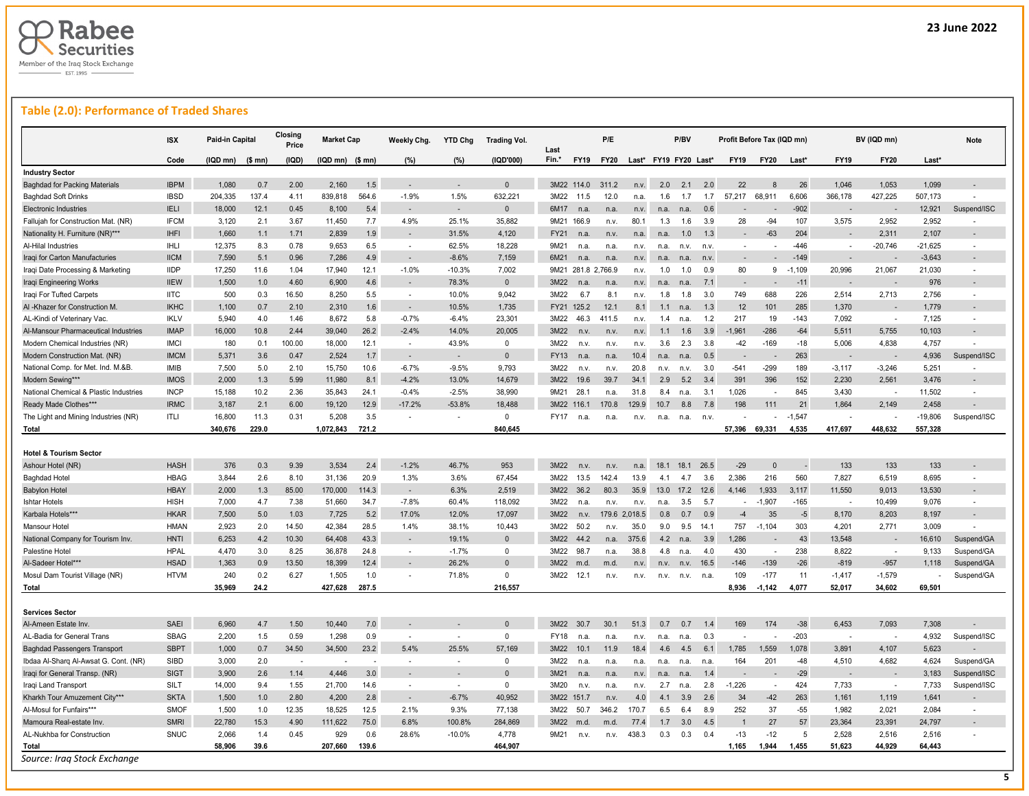## Table (2.0): Performance of Traded Shares

| | ISX | Paid-in Capital | | Closing Price | Market Cap | | Weekly Chg. | YTD Chg | Trading Vol. | Last | P/E | | | P/BV | | | Profit Before Tax (IQD mn) | | | BV (IQD mn) | | | Note |
|---|---|---|---|---|---|---|---|---|---|---|---|---|---|---|---|---|---|---|---|---|---|---|---|
| | Code | (IQD mn) | ($ mn) | (IQD) | (IQD mn) | ($ mn) | (%) | (%) | (IQD'000) | Fin.* | FY19 | FY20 | Last* | FY19 | FY20 | Last* | FY19 | FY20 | Last* | FY19 | FY20 | Last* | |
| **Industry Sector** | | | | | | | | | | | | | | | | | | | | | | | |
| Baghdad for Packing Materials | IBPM | 1,080 | 0.7 | 2.00 | 2,160 | 1.5 | - | - | 0 | 3M22 | 114.0 | 311.2 | n.v. | 2.0 | 2.1 | 2.0 | 22 | 8 | 26 | 1,046 | 1,053 | 1,099 | - |
| Baghdad Soft Drinks | IBSD | 204,335 | 137.4 | 4.11 | 839,818 | 564.6 | -1.9% | 1.5% | 632,221 | 3M22 | 11.5 | 12.0 | n.a. | 1.6 | 1.7 | 1.7 | 57,217 | 68,911 | 6,606 | 366,178 | 427,225 | 507,173 | - |
| Electronic Industries | IELI | 18,000 | 12.1 | 0.45 | 8,100 | 5.4 | - | - | 0 | 6M17 | n.a. | n.a. | n.v. | n.a. | n.a. | 0.6 | - | - | -902 | - | - | 12,921 | Suspend/ISC |
| Fallujah for Construction Mat. (NR) | IFCM | 3,120 | 2.1 | 3.67 | 11,450 | 7.7 | 4.9% | 25.1% | 35,882 | 9M21 | 166.9 | n.v. | 80.1 | 1.3 | 1.6 | 3.9 | 28 | -94 | 107 | 3,575 | 2,952 | 2,952 | - |
| Nationality H. Furniture (NR)*** | IHFI | 1,660 | 1.1 | 1.71 | 2,839 | 1.9 | - | 31.5% | 4,120 | FY21 | n.a. | n.v. | n.a. | n.a. | 1.0 | 1.3 | - | -63 | 204 | - | 2,311 | 2,107 | - |
| Al-Hilal Industries | IHLI | 12,375 | 8.3 | 0.78 | 9,653 | 6.5 | - | 62.5% | 18,228 | 9M21 | n.a. | n.a. | n.v. | n.a. | n.v. | n.v. | - | - | -446 | - | -20,746 | -21,625 | - |
| Iraqi for Carton Manufacturies | IICM | 7,590 | 5.1 | 0.96 | 7,286 | 4.9 | - | -8.6% | 7,159 | 6M21 | n.a. | n.a. | n.v. | n.a. | n.a. | n.v. | - | - | -149 | - | - | -3,643 | - |
| Iraqi Date Processing & Marketing | IIDP | 17,250 | 11.6 | 1.04 | 17,940 | 12.1 | -1.0% | -10.3% | 7,002 | 9M21 | 281.8 | 2,766.9 | n.v. | 1.0 | 1.0 | 0.9 | 80 | 9 | -1,109 | 20,996 | 21,067 | 21,030 | - |
| Iraqi Engineering Works | IIEW | 1,500 | 1.0 | 4.60 | 6,900 | 4.6 | - | 78.3% | 0 | 3M22 | n.a. | n.a. | n.v. | n.a. | n.a. | 7.1 | - | - | -11 | - | - | 976 | - |
| Iraqi For Tufted Carpets | IITC | 500 | 0.3 | 16.50 | 8,250 | 5.5 | - | 10.0% | 9,042 | 3M22 | 6.7 | 8.1 | n.v. | 1.8 | 1.8 | 3.0 | 749 | 688 | 226 | 2,514 | 2,713 | 2,756 | - |
| Al -Khazer for Construction M. | IKHC | 1,100 | 0.7 | 2.10 | 2,310 | 1.6 | - | 10.5% | 1,735 | FY21 | 125.2 | 12.1 | 8.1 | 1.1 | n.a. | 1.3 | 12 | 101 | 285 | 1,370 | - | 1,779 | - |
| AL-Kindi of Veterinary Vac. | IKLV | 5,940 | 4.0 | 1.46 | 8,672 | 5.8 | -0.7% | -6.4% | 23,301 | 3M22 | 46.3 | 411.5 | n.v. | 1.4 | n.a. | 1.2 | 217 | 19 | -143 | 7,092 | - | 7,125 | - |
| Al-Mansour Pharmaceutical Industries | IMAP | 16,000 | 10.8 | 2.44 | 39,040 | 26.2 | -2.4% | 14.0% | 20,005 | 3M22 | n.v. | n.v. | n.v. | 1.1 | 1.6 | 3.9 | -1,961 | -286 | -64 | 5,511 | 5,755 | 10,103 | - |
| Modern Chemical Industries (NR) | IMCI | 180 | 0.1 | 100.00 | 18,000 | 12.1 | - | 43.9% | 0 | 3M22 | n.v. | n.v. | n.v. | 3.6 | 2.3 | 3.8 | -42 | -169 | -18 | 5,006 | 4,838 | 4,757 | - |
| Modern Construction Mat. (NR) | IMCM | 5,371 | 3.6 | 0.47 | 2,524 | 1.7 | - | - | 0 | FY13 | n.a. | n.a. | 10.4 | n.a. | n.a. | 0.5 | - | - | 263 | - | - | 4,936 | Suspend/ISC |
| National Comp. for Met. Ind. M.&B. | IMIB | 7,500 | 5.0 | 2.10 | 15,750 | 10.6 | -6.7% | -9.5% | 9,793 | 3M22 | n.v. | n.v. | 20.8 | n.v. | n.v. | 3.0 | -541 | -299 | 189 | -3,117 | -3,246 | 5,251 | - |
| Modern Sewing*** | IMOS | 2,000 | 1.3 | 5.99 | 11,980 | 8.1 | -4.2% | 13.0% | 14,679 | 3M22 | 19.6 | 39.7 | 34.1 | 2.9 | 5.2 | 3.4 | 391 | 396 | 152 | 2,230 | 2,561 | 3,476 | - |
| National Chemical & Plastic Industries | INCP | 15,188 | 10.2 | 2.36 | 35,843 | 24.1 | -0.4% | -2.5% | 38,990 | 9M21 | 28.1 | n.a. | 31.8 | 8.4 | n.a. | 3.1 | 1,026 | - | 845 | 3,430 | - | 11,502 | - |
| Ready Made Clothes*** | IRMC | 3,187 | 2.1 | 6.00 | 19,120 | 12.9 | -17.2% | -53.8% | 18,488 | 3M22 | 116.1 | 170.8 | 129.9 | 10.7 | 8.8 | 7.8 | 198 | 111 | 21 | 1,864 | 2,149 | 2,458 | - |
| The Light and Mining Industries (NR) | ITLI | 16,800 | 11.3 | 0.31 | 5,208 | 3.5 | - | - | 0 | FY17 | n.a. | n.a. | n.v. | n.a. | n.a. | n.v. | - | - | -1,547 | - | - | -19,806 | Suspend/ISC |
| **Total** | | **340,676** | **229.0** | | **1,072,843** | **721.2** | | | **840,645** | | | | | | | | **57,396** | **69,331** | **4,535** | **417,697** | **448,632** | **557,328** | |
| **Hotel & Tourism Sector** | | | | | | | | | | | | | | | | | | | | | | | |
| Ashour Hotel (NR) | HASH | 376 | 0.3 | 9.39 | 3,534 | 2.4 | -1.2% | 46.7% | 953 | 3M22 | n.v. | n.v. | n.a. | 18.1 | 18.1 | 26.5 | -29 | 0 | - | 133 | 133 | 133 | - |
| Baghdad Hotel | HBAG | 3,844 | 2.6 | 8.10 | 31,136 | 20.9 | 1.3% | 3.6% | 67,454 | 3M22 | 13.5 | 142.4 | 13.9 | 4.1 | 4.7 | 3.6 | 2,386 | 216 | 560 | 7,827 | 6,519 | 8,695 | - |
| Babylon Hotel | HBAY | 2,000 | 1.3 | 85.00 | 170,000 | 114.3 | - | 6.3% | 2,519 | 3M22 | 36.2 | 80.3 | 35.9 | 13.0 | 17.2 | 12.6 | 4,146 | 1,933 | 3,117 | 11,550 | 9,013 | 13,530 | - |
| Ishtar Hotels | HISH | 7,000 | 4.7 | 7.38 | 51,660 | 34.7 | -7.8% | 60.4% | 118,092 | 3M22 | n.a. | n.v. | n.v. | n.a. | 3.5 | 5.7 | - | -1,907 | -165 | - | 10,499 | 9,076 | - |
| Karbala Hotels*** | HKAR | 7,500 | 5.0 | 1.03 | 7,725 | 5.2 | 17.0% | 12.0% | 17,097 | 3M22 | n.v. | 179.6 | 2,018.5 | 0.8 | 0.7 | 0.9 | -4 | 35 | -5 | 8,170 | 8,203 | 8,197 | - |
| Mansour Hotel | HMAN | 2,923 | 2.0 | 14.50 | 42,384 | 28.5 | 1.4% | 38.1% | 10,443 | 3M22 | 50.2 | n.v. | 35.0 | 9.0 | 9.5 | 14.1 | 757 | -1,104 | 303 | 4,201 | 2,771 | 3,009 | - |
| National Company for Tourism Inv. | HNTI | 6,253 | 4.2 | 10.30 | 64,408 | 43.3 | - | 19.1% | 0 | 3M22 | 44.2 | n.a. | 375.6 | 4.2 | n.a. | 3.9 | 1,286 | - | 43 | 13,548 | - | 16,610 | Suspend/GA |
| Palestine Hotel | HPAL | 4,470 | 3.0 | 8.25 | 36,878 | 24.8 | - | -1.7% | 0 | 3M22 | 98.7 | n.a. | 38.8 | 4.8 | n.a. | 4.0 | 430 | - | 238 | 8,822 | - | 9,133 | Suspend/GA |
| Al-Sadeer Hotel*** | HSAD | 1,363 | 0.9 | 13.50 | 18,399 | 12.4 | - | 26.2% | 0 | 3M22 | m.d. | m.d. | n.v. | n.v. | n.v. | 16.5 | -146 | -139 | -26 | -819 | -957 | 1,118 | Suspend/GA |
| Mosul Dam Tourist Village (NR) | HTVM | 240 | 0.2 | 6.27 | 1,505 | 1.0 | - | 71.8% | 0 | 3M22 | 12.1 | n.v. | n.v. | n.v. | n.v. | n.a. | 109 | -177 | 11 | -1,417 | -1,579 | - | Suspend/GA |
| **Total** | | **35,969** | **24.2** | | **427,628** | **287.5** | | | **216,557** | | | | | | | | **8,936** | **-1,142** | **4,077** | **52,017** | **34,602** | **69,501** | |
| **Services Sector** | | | | | | | | | | | | | | | | | | | | | | | |
| Al-Ameen Estate Inv. | SAEI | 6,960 | 4.7 | 1.50 | 10,440 | 7.0 | - | - | 0 | 3M22 | 30.7 | 30.1 | 51.3 | 0.7 | 0.7 | 1.4 | 169 | 174 | -38 | 6,453 | 7,093 | 7,308 | - |
| AL-Badia for General Trans | SBAG | 2,200 | 1.5 | 0.59 | 1,298 | 0.9 | - | - | 0 | FY18 | n.a. | n.a. | n.v. | n.a. | n.a. | 0.3 | - | - | -203 | - | - | 4,932 | Suspend/ISC |
| Baghdad Passengers Transport | SBPT | 1,000 | 0.7 | 34.50 | 34,500 | 23.2 | 5.4% | 25.5% | 57,169 | 3M22 | 10.1 | 11.9 | 18.4 | 4.6 | 4.5 | 6.1 | 1,785 | 1,559 | 1,078 | 3,891 | 4,107 | 5,623 | - |
| Ibdaa Al-Sharq Al-Awsat G. Cont. (NR) | SIBD | 3,000 | 2.0 | - | - | - | - | - | 0 | 3M22 | n.a. | n.a. | n.a. | n.a. | n.a. | n.a. | 164 | 201 | -48 | 4,510 | 4,682 | 4,624 | Suspend/GA |
| Iraqi for General Transp. (NR) | SIGT | 3,900 | 2.6 | 1.14 | 4,446 | 3.0 | - | - | 0 | 3M21 | n.a. | n.a. | n.v. | n.a. | n.a. | 1.4 | - | - | -29 | - | - | 3,183 | Suspend/ISC |
| Iraqi Land Transport | SILT | 14,000 | 9.4 | 1.55 | 21,700 | 14.6 | - | - | 0 | 3M20 | n.v. | n.a. | n.v. | 2.7 | n.a. | 2.8 | -1,226 | - | 424 | 7,733 | - | 7,733 | Suspend/ISC |
| Kharkh Tour Amuzement City*** | SKTA | 1,500 | 1.0 | 2.80 | 4,200 | 2.8 | - | -6.7% | 40,952 | 3M22 | 151.7 | n.v. | 4.0 | 4.1 | 3.9 | 2.6 | 34 | -42 | 263 | 1,161 | 1,119 | 1,641 | - |
| Al-Mosul for Funfairs*** | SMOF | 1,500 | 1.0 | 12.35 | 18,525 | 12.5 | 2.1% | 9.3% | 77,138 | 3M22 | 50.7 | 346.2 | 170.7 | 6.5 | 6.4 | 8.9 | 252 | 37 | -55 | 1,982 | 2,021 | 2,084 | - |
| Mamoura Real-estate Inv. | SMRI | 22,780 | 15.3 | 4.90 | 111,622 | 75.0 | 6.8% | 100.8% | 284,869 | 3M22 | m.d. | m.d. | 77.4 | 1.7 | 3.0 | 4.5 | 1 | 27 | 57 | 23,364 | 23,391 | 24,797 | - |
| AL-Nukhba for Construction | SNUC | 2,066 | 1.4 | 0.45 | 929 | 0.6 | 28.6% | -10.0% | 4,778 | 9M21 | n.v. | n.v. | 438.3 | 0.3 | 0.3 | 0.4 | -13 | -12 | 5 | 2,528 | 2,516 | 2,516 | - |
| **Total** | | **58,906** | **39.6** | | **207,660** | **139.6** | | | **464,907** | | | | | | | | **1,165** | **1,944** | **1,455** | **51,623** | **44,929** | **64,443** | |

*Source: Iraq Stock Exchange*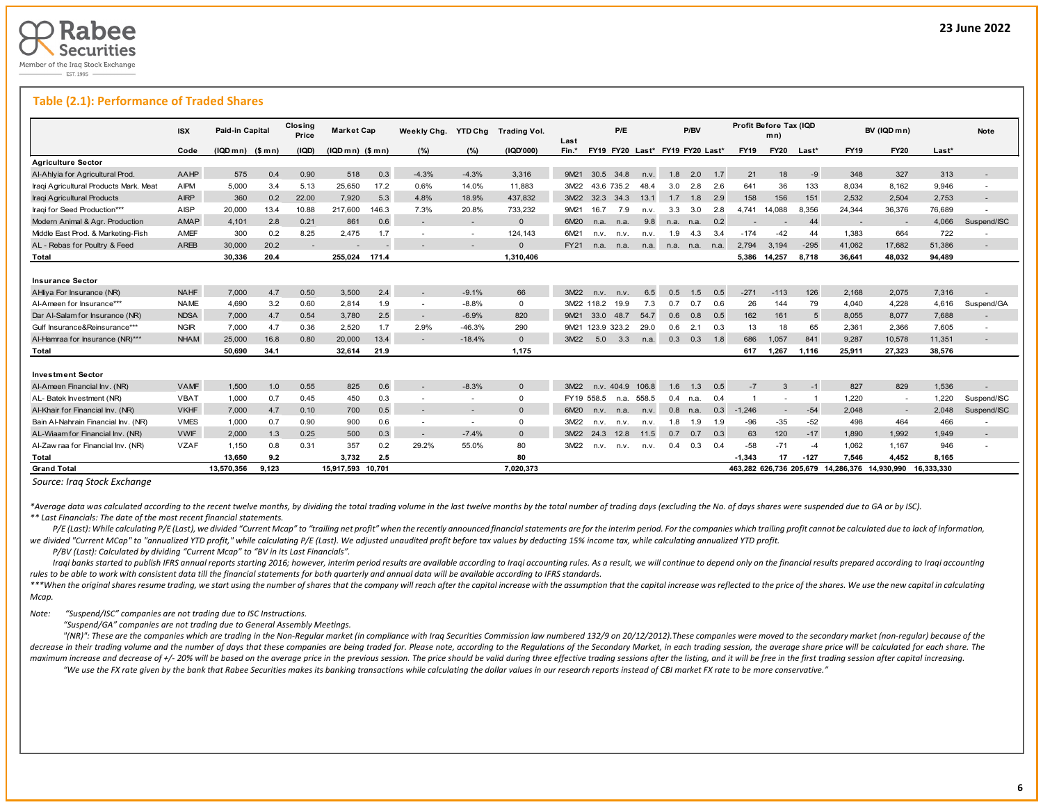## Table (2.1): Performance of Traded Shares

| | ISX | Paid-in Capital | | Closing Price | Market Cap | | Weekly Chg. | YTD Chg | Trading Vol. | Last | P/E | | | P/BV | | | Profit Before Tax (IQD mn) | | | BV (IQD mn) | | | Note |
|---|---|---|---|---|---|---|---|---|---|---|---|---|---|---|---|---|---|---|---|---|---|---|---|
| | Code | (IQD mn) | ($ mn) | (IQD) | (IQD mn) | ($ mn) | (%) | (%) | (IQD'000) | Fin.* | FY19 | FY20 | Last* | FY19 | FY20 | Last* | FY19 | FY20 | Last* | FY19 | FY20 | Last* | |
| **Agriculture Sector** | | | | | | | | | | | | | | | | | | | | | | | |
| Al-Ahlyia for Agricultural Prod. | AAHP | 575 | 0.4 | 0.90 | 518 | 0.3 | -4.3% | -4.3% | 3,316 | 9M21 | 30.5 | 34.8 | n.v. | 1.8 | 2.0 | 1.7 | 21 | 18 | -9 | 348 | 327 | 313 | - |
| Iraqi Agricultural Products Mark. Meat | AIPM | 5,000 | 3.4 | 5.13 | 25,650 | 17.2 | 0.6% | 14.0% | 11,883 | 3M22 | 43.6 | 735.2 | 48.4 | 3.0 | 2.8 | 2.6 | 641 | 36 | 133 | 8,034 | 8,162 | 9,946 | - |
| Iraqi Agricultural Products | AIRP | 360 | 0.2 | 22.00 | 7,920 | 5.3 | 4.8% | 18.9% | 437,832 | 3M22 | 32.3 | 34.3 | 13.1 | 1.7 | 1.8 | 2.9 | 158 | 156 | 151 | 2,532 | 2,504 | 2,753 | - |
| Iraqi for Seed Production*** | AISP | 20,000 | 13.4 | 10.88 | 217,600 | 146.3 | 7.3% | 20.8% | 733,232 | 9M21 | 16.7 | 7.9 | n.v. | 3.3 | 3.0 | 2.8 | 4,741 | 14,088 | 8,356 | 24,344 | 36,376 | 76,689 | - |
| Modern Animal & Agr. Production | AMAP | 4,101 | 2.8 | 0.21 | 861 | 0.6 | - | - | 0 | 6M20 | n.a. | n.a. | 9.8 | n.a. | n.a. | 0.2 | - | - | 44 | - | - | 4,066 | Suspend/ISC |
| Middle East Prod. & Marketing-Fish | AMEF | 300 | 0.2 | 8.25 | 2,475 | 1.7 | - | - | 124,143 | 6M21 | n.v. | n.v. | n.v. | 1.9 | 4.3 | 3.4 | -174 | -42 | 44 | 1,383 | 664 | 722 | - |
| AL - Rebas for Poultry & Feed | AREB | 30,000 | 20.2 | - | - | - | - | - | 0 | FY21 | n.a. | n.a. | n.a. | n.a. | n.a. | n.a. | 2,794 | 3,194 | -295 | 41,062 | 17,682 | 51,386 | - |
| **Total** | | **30,336** | **20.4** | | **255,024** | **171.4** | | | **1,310,406** | | | | | | | | **5,386** | **14,257** | **8,718** | **36,641** | **48,032** | **94,489** | |
| **Insurance Sector** | | | | | | | | | | | | | | | | | | | | | | | |
| AHliya For Insurance (NR) | NAHF | 7,000 | 4.7 | 0.50 | 3,500 | 2.4 | - | -9.1% | 66 | 3M22 | n.v. | n.v. | 6.5 | 0.5 | 1.5 | 0.5 | -271 | -113 | 126 | 2,168 | 2,075 | 7,316 | - |
| Al-Ameen for Insurance*** | NAME | 4,690 | 3.2 | 0.60 | 2,814 | 1.9 | - | -8.8% | 0 | 3M22 | 118.2 | 19.9 | 7.3 | 0.7 | 0.7 | 0.6 | 26 | 144 | 79 | 4,040 | 4,228 | 4,616 | Suspend/GA |
| Dar Al-Salam for Insurance (NR) | NDSA | 7,000 | 4.7 | 0.54 | 3,780 | 2.5 | - | -6.9% | 820 | 9M21 | 33.0 | 48.7 | 54.7 | 0.6 | 0.8 | 0.5 | 162 | 161 | 5 | 8,055 | 8,077 | 7,688 | - |
| Gulf Insurance&Reinsurance*** | NGIR | 7,000 | 4.7 | 0.36 | 2,520 | 1.7 | 2.9% | -46.3% | 290 | 9M21 | 123.9 | 323.2 | 29.0 | 0.6 | 2.1 | 0.3 | 13 | 18 | 65 | 2,361 | 2,366 | 7,605 | - |
| Al-Hamraa for Insurance (NR)*** | NHAM | 25,000 | 16.8 | 0.80 | 20,000 | 13.4 | - | -18.4% | 0 | 3M22 | 5.0 | 3.3 | n.a. | 0.3 | 0.3 | 1.8 | 686 | 1,057 | 841 | 9,287 | 10,578 | 11,351 | - |
| **Total** | | **50,690** | **34.1** | | **32,614** | **21.9** | | | **1,175** | | | | | | | | **617** | **1,267** | **1,116** | **25,911** | **27,323** | **38,576** | |
| **Investment Sector** | | | | | | | | | | | | | | | | | | | | | | | |
| Al-Ameen Financial Inv. (NR) | VAMF | 1,500 | 1.0 | 0.55 | 825 | 0.6 | - | -8.3% | 0 | 3M22 | n.v. | 404.9 | 106.8 | 1.6 | 1.3 | 0.5 | -7 | 3 | -1 | 827 | 829 | 1,536 | - |
| AL- Batek Investment (NR) | VBAT | 1,000 | 0.7 | 0.45 | 450 | 0.3 | - | - | 0 | FY19 | 558.5 | n.a. | 558.5 | 0.4 | n.a. | 0.4 | 1 | - | 1 | 1,220 | - | 1,220 | Suspend/ISC |
| Al-Khair for Financial Inv. (NR) | VKHF | 7,000 | 4.7 | 0.10 | 700 | 0.5 | - | - | 0 | 6M20 | n.v. | n.a. | n.v. | 0.8 | n.a. | 0.3 | -1,246 | - | -54 | 2,048 | - | 2,048 | Suspend/ISC |
| Bain Al-Nahrain Financial Inv. (NR) | VMES | 1,000 | 0.7 | 0.90 | 900 | 0.6 | - | - | 0 | 3M22 | n.v. | n.v. | n.v. | 1.8 | 1.9 | 1.9 | -96 | -35 | -52 | 498 | 464 | 466 | - |
| AL-Wiaam for Financial Inv. (NR) | VWIF | 2,000 | 1.3 | 0.25 | 500 | 0.3 | - | -7.4% | 0 | 3M22 | 24.3 | 12.8 | 11.5 | 0.7 | 0.7 | 0.3 | 63 | 120 | -17 | 1,890 | 1,992 | 1,949 | - |
| Al-Zawraa for Financial Inv. (NR) | VZAF | 1,150 | 0.8 | 0.31 | 357 | 0.2 | 29.2% | 55.0% | 80 | 3M22 | n.v. | n.v. | n.v. | 0.4 | 0.3 | 0.4 | -58 | -71 | -4 | 1,062 | 1,167 | 946 | - |
| **Total** | | **13,650** | **9.2** | | **3,732** | **2.5** | | | **80** | | | | | | | | **-1,343** | **17** | **-127** | **7,546** | **4,452** | **8,165** | |
| **Grand Total** | | **13,570,356** | **9,123** | | **15,917,593** | **10,701** | | | **7,020,373** | | | | | | | | **463,282** | **626,736** | **205,679** | **14,286,376** | **14,930,990** | **16,333,330** | |

*Source: Iraq Stock Exchange*

*\*Average data was calculated according to the recent twelve months, by dividing the total trading volume in the last twelve months by the total number of trading days (excluding the No. of days shares were suspended due to GA or by ISC).*

*\*\* Last Financials: The date of the most recent financial statements.*

*P/E (Last): While calculating P/E (Last), we divided "Current Mcap" to "trailing net profit" when the recently announced financial statements are for the interim period. For the companies which trailing profit cannot be calculated due to lack of information, we divided "Current MCap" to "annualized YTD profit," while calculating P/E (Last). We adjusted unaudited profit before tax values by deducting 15% income tax, while calculating annualized YTD profit.*

*P/BV (Last): Calculated by dividing "Current Mcap" to "BV in its Last Financials".*

*Iraqi banks started to publish IFRS annual reports starting 2016; however, interim period results are available according to Iraqi accounting rules. As a result, we will continue to depend only on the financial results prepared according to Iraqi accounting rules to be able to work with consistent data till the financial statements for both quarterly and annual data will be available according to IFRS standards.*

*\*\*\*When the original shares resume trading, we start using the number of shares that the company will reach after the capital increase with the assumption that the capital increase was reflected to the price of the shares. We use the new capital in calculating Mcap.*

*Note: "Suspend/ISC" companies are not trading due to ISC Instructions.*

*"Suspend/GA" companies are not trading due to General Assembly Meetings.*

*"(NR)": These are the companies which are trading in the Non-Regular market (in compliance with Iraq Securities Commission law numbered 132/9 on 20/12/2012).These companies were moved to the secondary market (non-regular) because of the decrease in their trading volume and the number of days that these companies are being traded for. Please note, according to the Regulations of the Secondary Market, in each trading session, the average share price will be calculated for each share. The maximum increase and decrease of +/- 20% will be based on the average price in the previous session. The price should be valid during three effective trading sessions after the listing, and it will be free in the first trading session after capital increasing.*

*"We use the FX rate given by the bank that Rabee Securities makes its banking transactions while calculating the dollar values in our research reports instead of CBI market FX rate to be more conservative."*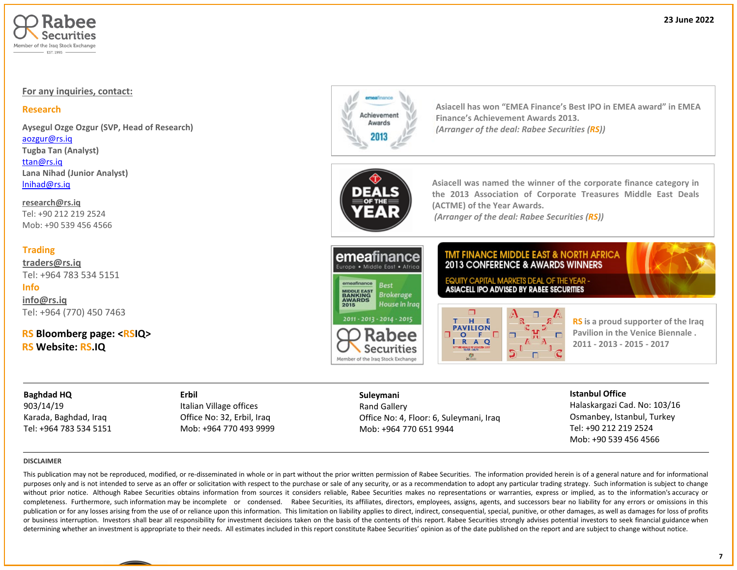23 June 2022

**For any inquiries, contact:**

**Research**

**Aysegul Ozge Ozgur (SVP, Head of Research)**
aozgur@rs.iq
**Tugba Tan (Analyst)**
ttan@rs.iq
**Lana Nihad (Junior Analyst)**
lnihad@rs.iq

research@rs.iq
Tel: +90 212 219 2524
Mob: +90 539 456 4566

**Trading**
traders@rs.iq
Tel: +964 783 534 5151

**Info**
info@rs.iq
Tel: +964 (770) 450 7463

**RS Bloomberg page: <RSIQ>**
**RS Website: RS.IQ**

Asiacell has won "EMEA Finance's Best IPO in EMEA award" in EMEA Finance's Achievement Awards 2013.
*(Arranger of the deal: Rabee Securities (RS))*

Asiacell was named the winner of the corporate finance category in the 2013 Association of Corporate Treasures Middle East Deals (ACTME) of the Year Awards.
*(Arranger of the deal: Rabee Securities (RS))*

emeafinance Middle East Banking Awards 2015 – Best Brokerage House in Iraq – 2011 - 2013 - 2014 - 2015

TMT FINANCE MIDDLE EAST & NORTH AFRICA 2013 CONFERENCE & AWARDS WINNERS
EQUITY CAPITAL MARKETS DEAL OF THE YEAR - ASIACELL IPO ADVISED BY RABEE SECURITIES

RS is a proud supporter of the Iraq Pavilion in the Venice Bienniale . 2011 - 2013 - 2015 - 2017

**Baghdad HQ**
903/14/19
Karada, Baghdad, Iraq
Tel: +964 783 534 5151

**Erbil**
Italian Village offices
Office No: 32, Erbil, Iraq
Mob: +964 770 493 9999

**Suleymani**
Rand Gallery
Office No: 4, Floor: 6, Suleymani, Iraq
Mob: +964 770 651 9944

**Istanbul Office**
Halaskargazi Cad. No: 103/16
Osmanbey, Istanbul, Turkey
Tel: +90 212 219 2524
Mob: +90 539 456 4566

**DISCLAIMER**

This publication may not be reproduced, modified, or re-disseminated in whole or in part without the prior written permission of Rabee Securities. The information provided herein is of a general nature and for informational purposes only and is not intended to serve as an offer or solicitation with respect to the purchase or sale of any security, or as a recommendation to adopt any particular trading strategy. Such information is subject to change without prior notice. Although Rabee Securities obtains information from sources it considers reliable, Rabee Securities makes no representations or warranties, express or implied, as to the information's accuracy or completeness. Furthermore, such information may be incomplete or condensed. Rabee Securities, its affiliates, directors, employees, assigns, agents, and successors bear no liability for any errors or omissions in this publication or for any losses arising from the use of or reliance upon this information. This limitation on liability applies to direct, indirect, consequential, special, punitive, or other damages, as well as damages for loss of profits or business interruption. Investors shall bear all responsibility for investment decisions taken on the basis of the contents of this report. Rabee Securities strongly advises potential investors to seek financial guidance when determining whether an investment is appropriate to their needs. All estimates included in this report constitute Rabee Securities' opinion as of the date published on the report and are subject to change without notice.